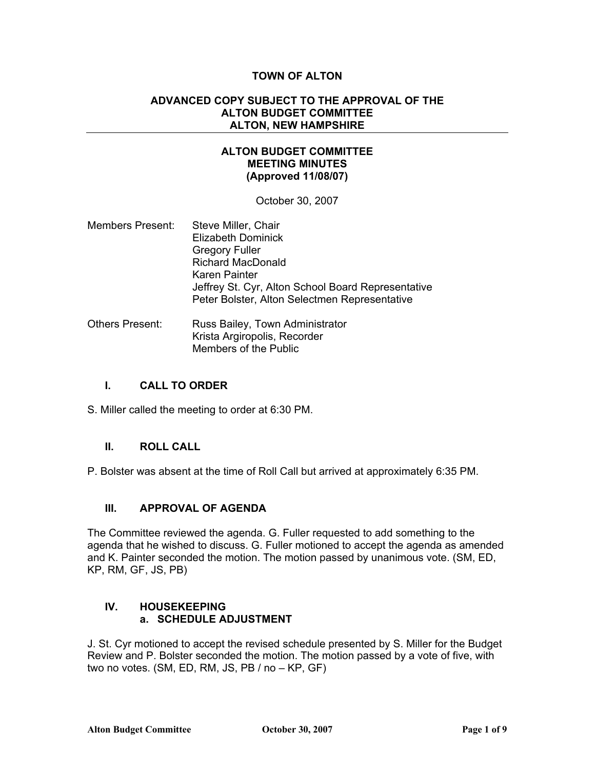**TOWN OF ALTON**

**ADVANCED COPY SUBJECT TO THE APPROVAL OF THE ALTON BUDGET COMMITTEE ALTON, NEW HAMPSHIRE**

---

# ALTON BUDGET COMMITTEE MEETING MINUTES (Approved 11/08/07)

October 30, 2007

Members Present: Steve Miller, Chair
Elizabeth Dominick
Gregory Fuller
Richard MacDonald
Karen Painter
Jeffrey St. Cyr, Alton School Board Representative
Peter Bolster, Alton Selectmen Representative

Others Present: Russ Bailey, Town Administrator
Krista Argiropolis, Recorder
Members of the Public

## I. CALL TO ORDER

S. Miller called the meeting to order at 6:30 PM.

## II. ROLL CALL

P. Bolster was absent at the time of Roll Call but arrived at approximately 6:35 PM.

## III. APPROVAL OF AGENDA

The Committee reviewed the agenda. G. Fuller requested to add something to the agenda that he wished to discuss. G. Fuller motioned to accept the agenda as amended and K. Painter seconded the motion. The motion passed by unanimous vote. (SM, ED, KP, RM, GF, JS, PB)

## IV. HOUSEKEEPING

### a. SCHEDULE ADJUSTMENT

J. St. Cyr motioned to accept the revised schedule presented by S. Miller for the Budget Review and P. Bolster seconded the motion. The motion passed by a vote of five, with two no votes. (SM, ED, RM, JS, PB / no – KP, GF)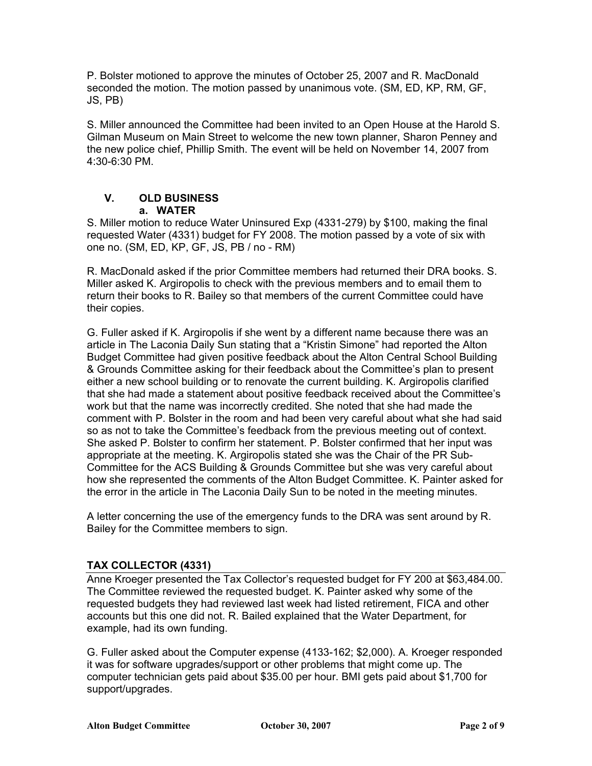P. Bolster motioned to approve the minutes of October 25, 2007 and R. MacDonald seconded the motion. The motion passed by unanimous vote. (SM, ED, KP, RM, GF, JS, PB)

S. Miller announced the Committee had been invited to an Open House at the Harold S. Gilman Museum on Main Street to welcome the new town planner, Sharon Penney and the new police chief, Phillip Smith. The event will be held on November 14, 2007 from 4:30-6:30 PM.

## V. OLD BUSINESS

### a. WATER

S. Miller motion to reduce Water Uninsured Exp (4331-279) by $100, making the final requested Water (4331) budget for FY 2008. The motion passed by a vote of six with one no. (SM, ED, KP, GF, JS, PB / no - RM)

R. MacDonald asked if the prior Committee members had returned their DRA books. S. Miller asked K. Argiropolis to check with the previous members and to email them to return their books to R. Bailey so that members of the current Committee could have their copies.

G. Fuller asked if K. Argiropolis if she went by a different name because there was an article in The Laconia Daily Sun stating that a "Kristin Simone" had reported the Alton Budget Committee had given positive feedback about the Alton Central School Building & Grounds Committee asking for their feedback about the Committee's plan to present either a new school building or to renovate the current building. K. Argiropolis clarified that she had made a statement about positive feedback received about the Committee's work but that the name was incorrectly credited. She noted that she had made the comment with P. Bolster in the room and had been very careful about what she had said so as not to take the Committee's feedback from the previous meeting out of context. She asked P. Bolster to confirm her statement. P. Bolster confirmed that her input was appropriate at the meeting. K. Argiropolis stated she was the Chair of the PR Sub-Committee for the ACS Building & Grounds Committee but she was very careful about how she represented the comments of the Alton Budget Committee. K. Painter asked for the error in the article in The Laconia Daily Sun to be noted in the meeting minutes.

A letter concerning the use of the emergency funds to the DRA was sent around by R. Bailey for the Committee members to sign.

### TAX COLLECTOR (4331)

Anne Kroeger presented the Tax Collector's requested budget for FY 200 at $63,484.00. The Committee reviewed the requested budget. K. Painter asked why some of the requested budgets they had reviewed last week had listed retirement, FICA and other accounts but this one did not. R. Bailed explained that the Water Department, for example, had its own funding.

G. Fuller asked about the Computer expense (4133-162; $2,000). A. Kroeger responded it was for software upgrades/support or other problems that might come up. The computer technician gets paid about $35.00 per hour. BMI gets paid about $1,700 for support/upgrades.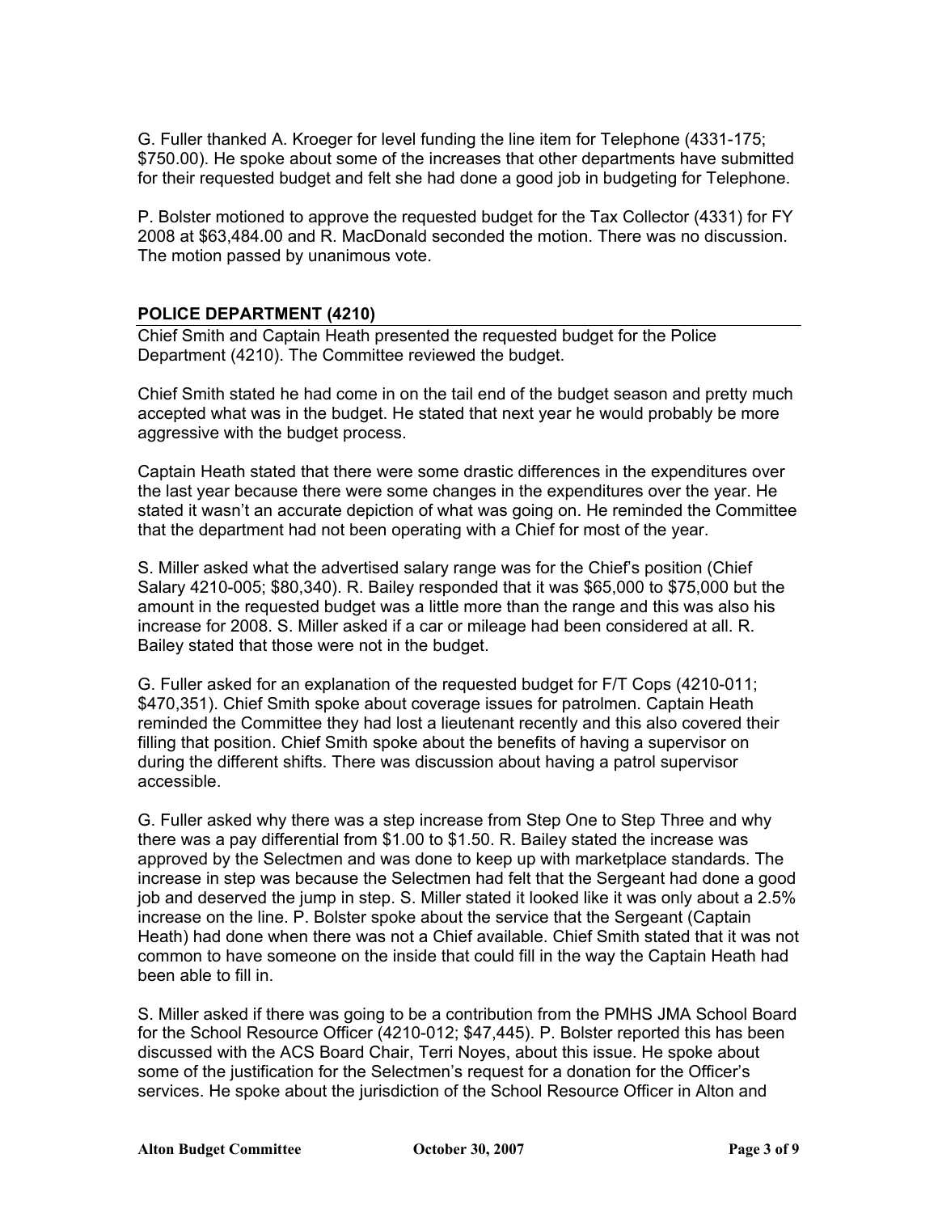G. Fuller thanked A. Kroeger for level funding the line item for Telephone (4331-175; $750.00). He spoke about some of the increases that other departments have submitted for their requested budget and felt she had done a good job in budgeting for Telephone.

P. Bolster motioned to approve the requested budget for the Tax Collector (4331) for FY 2008 at $63,484.00 and R. MacDonald seconded the motion. There was no discussion. The motion passed by unanimous vote.

## POLICE DEPARTMENT (4210)

Chief Smith and Captain Heath presented the requested budget for the Police Department (4210). The Committee reviewed the budget.

Chief Smith stated he had come in on the tail end of the budget season and pretty much accepted what was in the budget. He stated that next year he would probably be more aggressive with the budget process.

Captain Heath stated that there were some drastic differences in the expenditures over the last year because there were some changes in the expenditures over the year. He stated it wasn't an accurate depiction of what was going on. He reminded the Committee that the department had not been operating with a Chief for most of the year.

S. Miller asked what the advertised salary range was for the Chief's position (Chief Salary 4210-005; $80,340). R. Bailey responded that it was $65,000 to $75,000 but the amount in the requested budget was a little more than the range and this was also his increase for 2008. S. Miller asked if a car or mileage had been considered at all. R. Bailey stated that those were not in the budget.

G. Fuller asked for an explanation of the requested budget for F/T Cops (4210-011; $470,351). Chief Smith spoke about coverage issues for patrolmen. Captain Heath reminded the Committee they had lost a lieutenant recently and this also covered their filling that position. Chief Smith spoke about the benefits of having a supervisor on during the different shifts. There was discussion about having a patrol supervisor accessible.

G. Fuller asked why there was a step increase from Step One to Step Three and why there was a pay differential from $1.00 to $1.50. R. Bailey stated the increase was approved by the Selectmen and was done to keep up with marketplace standards. The increase in step was because the Selectmen had felt that the Sergeant had done a good job and deserved the jump in step. S. Miller stated it looked like it was only about a 2.5% increase on the line. P. Bolster spoke about the service that the Sergeant (Captain Heath) had done when there was not a Chief available. Chief Smith stated that it was not common to have someone on the inside that could fill in the way the Captain Heath had been able to fill in.

S. Miller asked if there was going to be a contribution from the PMHS JMA School Board for the School Resource Officer (4210-012; $47,445). P. Bolster reported this has been discussed with the ACS Board Chair, Terri Noyes, about this issue. He spoke about some of the justification for the Selectmen's request for a donation for the Officer's services. He spoke about the jurisdiction of the School Resource Officer in Alton and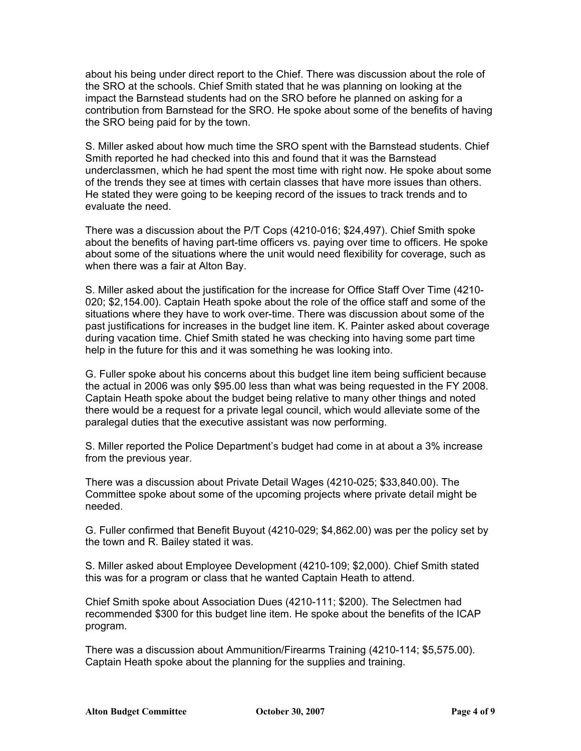about his being under direct report to the Chief. There was discussion about the role of the SRO at the schools. Chief Smith stated that he was planning on looking at the impact the Barnstead students had on the SRO before he planned on asking for a contribution from Barnstead for the SRO. He spoke about some of the benefits of having the SRO being paid for by the town.

S. Miller asked about how much time the SRO spent with the Barnstead students. Chief Smith reported he had checked into this and found that it was the Barnstead underclassmen, which he had spent the most time with right now. He spoke about some of the trends they see at times with certain classes that have more issues than others. He stated they were going to be keeping record of the issues to track trends and to evaluate the need.

There was a discussion about the P/T Cops (4210-016; $24,497). Chief Smith spoke about the benefits of having part-time officers vs. paying over time to officers. He spoke about some of the situations where the unit would need flexibility for coverage, such as when there was a fair at Alton Bay.

S. Miller asked about the justification for the increase for Office Staff Over Time (4210-020; $2,154.00). Captain Heath spoke about the role of the office staff and some of the situations where they have to work over-time. There was discussion about some of the past justifications for increases in the budget line item. K. Painter asked about coverage during vacation time. Chief Smith stated he was checking into having some part time help in the future for this and it was something he was looking into.

G. Fuller spoke about his concerns about this budget line item being sufficient because the actual in 2006 was only $95.00 less than what was being requested in the FY 2008. Captain Heath spoke about the budget being relative to many other things and noted there would be a request for a private legal council, which would alleviate some of the paralegal duties that the executive assistant was now performing.

S. Miller reported the Police Department's budget had come in at about a 3% increase from the previous year.

There was a discussion about Private Detail Wages (4210-025; $33,840.00). The Committee spoke about some of the upcoming projects where private detail might be needed.

G. Fuller confirmed that Benefit Buyout (4210-029; $4,862.00) was per the policy set by the town and R. Bailey stated it was.

S. Miller asked about Employee Development (4210-109; $2,000). Chief Smith stated this was for a program or class that he wanted Captain Heath to attend.

Chief Smith spoke about Association Dues (4210-111; $200). The Selectmen had recommended $300 for this budget line item. He spoke about the benefits of the ICAP program.

There was a discussion about Ammunition/Firearms Training (4210-114; $5,575.00). Captain Heath spoke about the planning for the supplies and training.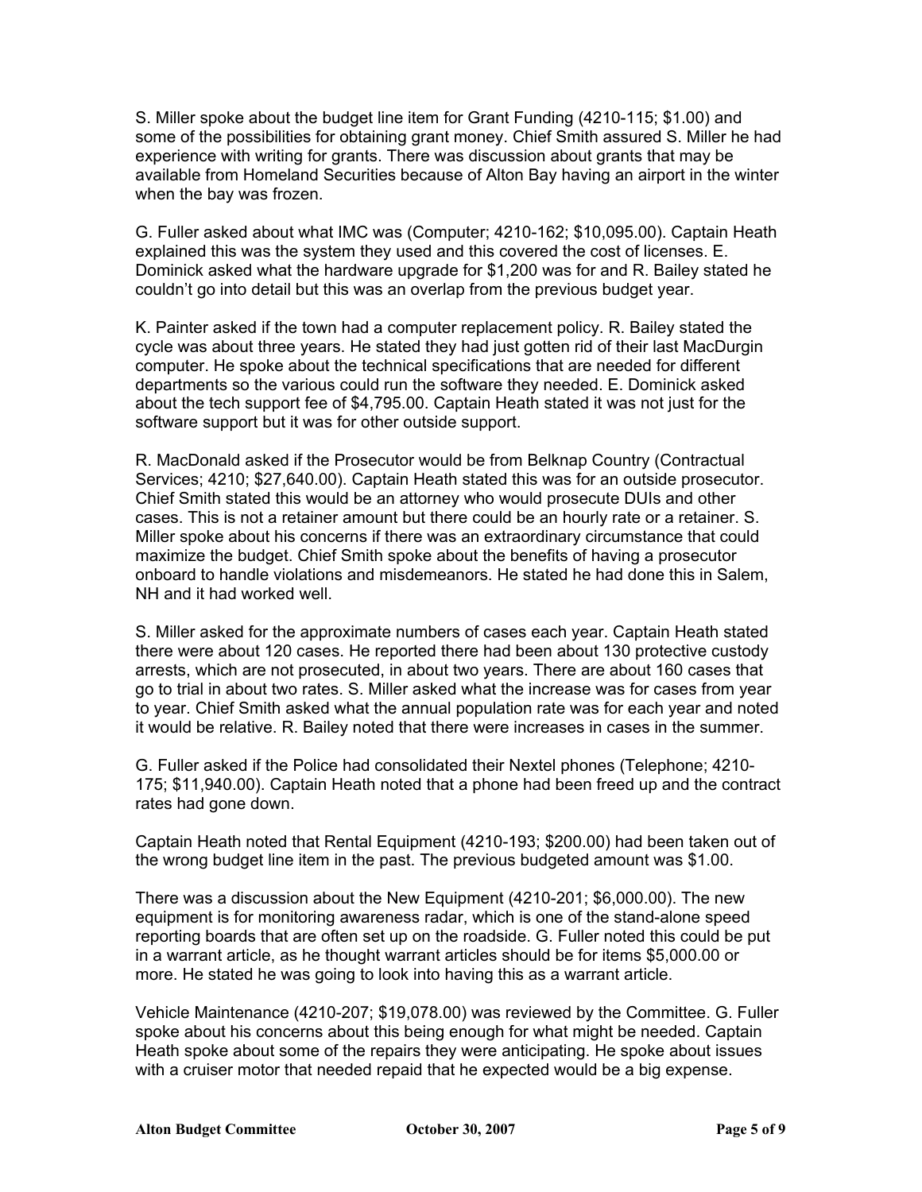S. Miller spoke about the budget line item for Grant Funding (4210-115; $1.00) and some of the possibilities for obtaining grant money. Chief Smith assured S. Miller he had experience with writing for grants. There was discussion about grants that may be available from Homeland Securities because of Alton Bay having an airport in the winter when the bay was frozen.

G. Fuller asked about what IMC was (Computer; 4210-162; $10,095.00). Captain Heath explained this was the system they used and this covered the cost of licenses. E. Dominick asked what the hardware upgrade for $1,200 was for and R. Bailey stated he couldn't go into detail but this was an overlap from the previous budget year.

K. Painter asked if the town had a computer replacement policy. R. Bailey stated the cycle was about three years. He stated they had just gotten rid of their last MacDurgin computer. He spoke about the technical specifications that are needed for different departments so the various could run the software they needed. E. Dominick asked about the tech support fee of $4,795.00. Captain Heath stated it was not just for the software support but it was for other outside support.

R. MacDonald asked if the Prosecutor would be from Belknap Country (Contractual Services; 4210; $27,640.00). Captain Heath stated this was for an outside prosecutor. Chief Smith stated this would be an attorney who would prosecute DUIs and other cases. This is not a retainer amount but there could be an hourly rate or a retainer. S. Miller spoke about his concerns if there was an extraordinary circumstance that could maximize the budget. Chief Smith spoke about the benefits of having a prosecutor onboard to handle violations and misdemeanors. He stated he had done this in Salem, NH and it had worked well.

S. Miller asked for the approximate numbers of cases each year. Captain Heath stated there were about 120 cases. He reported there had been about 130 protective custody arrests, which are not prosecuted, in about two years. There are about 160 cases that go to trial in about two rates. S. Miller asked what the increase was for cases from year to year. Chief Smith asked what the annual population rate was for each year and noted it would be relative. R. Bailey noted that there were increases in cases in the summer.

G. Fuller asked if the Police had consolidated their Nextel phones (Telephone; 4210-175; $11,940.00). Captain Heath noted that a phone had been freed up and the contract rates had gone down.

Captain Heath noted that Rental Equipment (4210-193; $200.00) had been taken out of the wrong budget line item in the past. The previous budgeted amount was $1.00.

There was a discussion about the New Equipment (4210-201; $6,000.00). The new equipment is for monitoring awareness radar, which is one of the stand-alone speed reporting boards that are often set up on the roadside. G. Fuller noted this could be put in a warrant article, as he thought warrant articles should be for items $5,000.00 or more. He stated he was going to look into having this as a warrant article.

Vehicle Maintenance (4210-207; $19,078.00) was reviewed by the Committee. G. Fuller spoke about his concerns about this being enough for what might be needed. Captain Heath spoke about some of the repairs they were anticipating. He spoke about issues with a cruiser motor that needed repaid that he expected would be a big expense.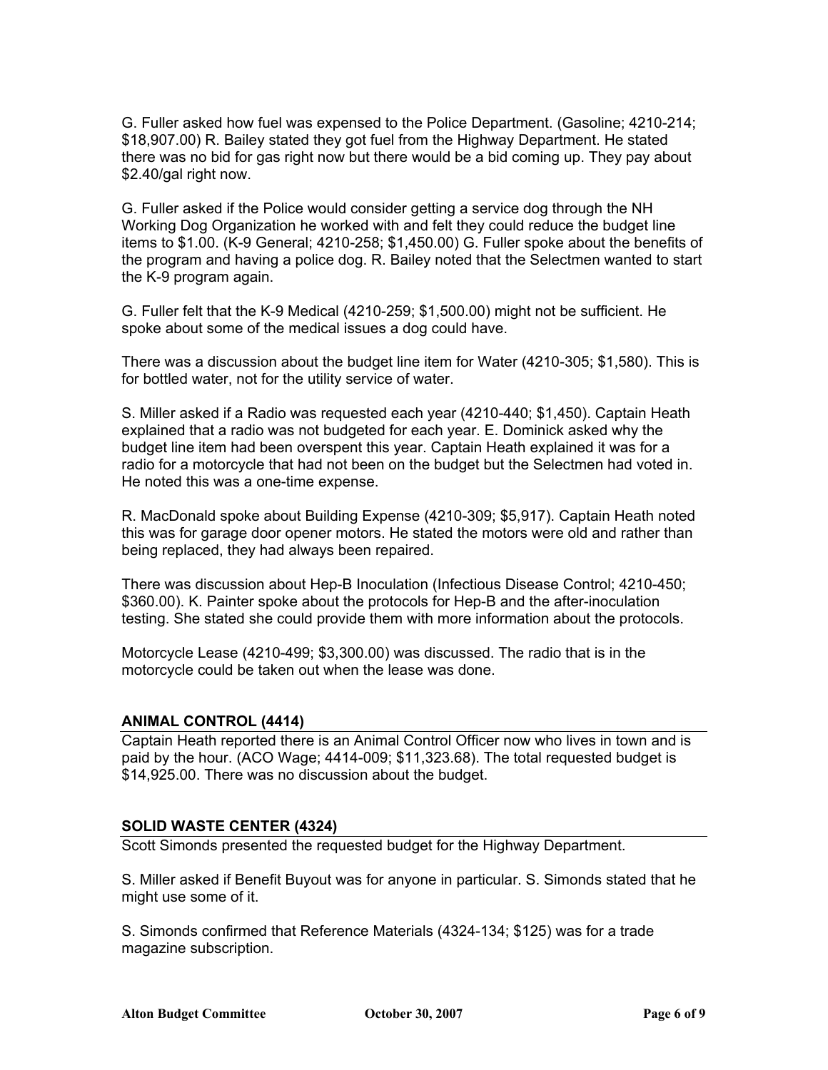G. Fuller asked how fuel was expensed to the Police Department. (Gasoline; 4210-214; $18,907.00) R. Bailey stated they got fuel from the Highway Department. He stated there was no bid for gas right now but there would be a bid coming up. They pay about $2.40/gal right now.

G. Fuller asked if the Police would consider getting a service dog through the NH Working Dog Organization he worked with and felt they could reduce the budget line items to $1.00. (K-9 General; 4210-258; $1,450.00) G. Fuller spoke about the benefits of the program and having a police dog. R. Bailey noted that the Selectmen wanted to start the K-9 program again.

G. Fuller felt that the K-9 Medical (4210-259; $1,500.00) might not be sufficient. He spoke about some of the medical issues a dog could have.

There was a discussion about the budget line item for Water (4210-305; $1,580). This is for bottled water, not for the utility service of water.

S. Miller asked if a Radio was requested each year (4210-440; $1,450). Captain Heath explained that a radio was not budgeted for each year. E. Dominick asked why the budget line item had been overspent this year. Captain Heath explained it was for a radio for a motorcycle that had not been on the budget but the Selectmen had voted in. He noted this was a one-time expense.

R. MacDonald spoke about Building Expense (4210-309; $5,917). Captain Heath noted this was for garage door opener motors. He stated the motors were old and rather than being replaced, they had always been repaired.

There was discussion about Hep-B Inoculation (Infectious Disease Control; 4210-450; $360.00). K. Painter spoke about the protocols for Hep-B and the after-inoculation testing. She stated she could provide them with more information about the protocols.

Motorcycle Lease (4210-499; $3,300.00) was discussed. The radio that is in the motorcycle could be taken out when the lease was done.

## ANIMAL CONTROL (4414)

Captain Heath reported there is an Animal Control Officer now who lives in town and is paid by the hour. (ACO Wage; 4414-009; $11,323.68). The total requested budget is $14,925.00. There was no discussion about the budget.

## SOLID WASTE CENTER (4324)

Scott Simonds presented the requested budget for the Highway Department.

S. Miller asked if Benefit Buyout was for anyone in particular. S. Simonds stated that he might use some of it.

S. Simonds confirmed that Reference Materials (4324-134; $125) was for a trade magazine subscription.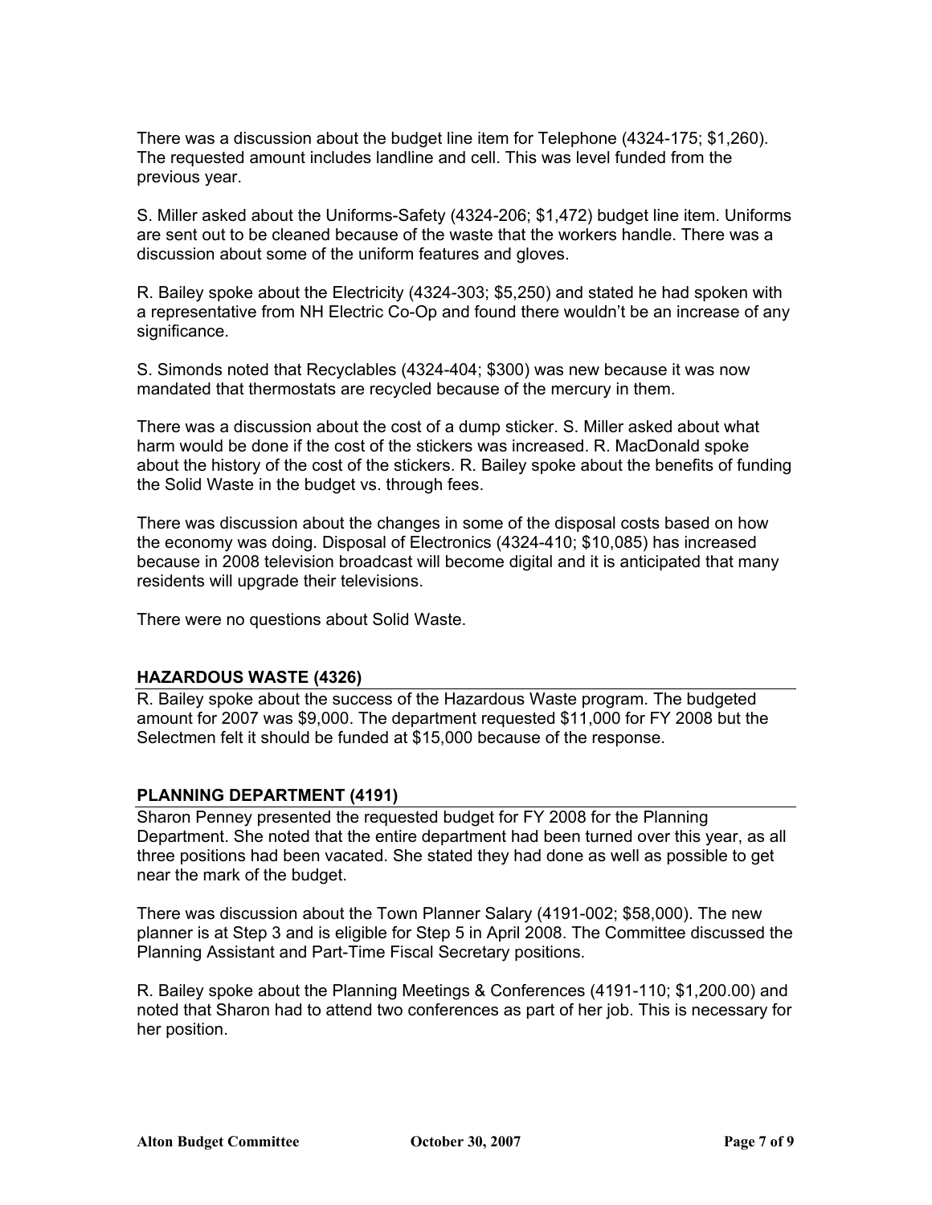There was a discussion about the budget line item for Telephone (4324-175; $1,260). The requested amount includes landline and cell. This was level funded from the previous year.

S. Miller asked about the Uniforms-Safety (4324-206; $1,472) budget line item. Uniforms are sent out to be cleaned because of the waste that the workers handle. There was a discussion about some of the uniform features and gloves.

R. Bailey spoke about the Electricity (4324-303; $5,250) and stated he had spoken with a representative from NH Electric Co-Op and found there wouldn't be an increase of any significance.

S. Simonds noted that Recyclables (4324-404; $300) was new because it was now mandated that thermostats are recycled because of the mercury in them.

There was a discussion about the cost of a dump sticker. S. Miller asked about what harm would be done if the cost of the stickers was increased. R. MacDonald spoke about the history of the cost of the stickers. R. Bailey spoke about the benefits of funding the Solid Waste in the budget vs. through fees.

There was discussion about the changes in some of the disposal costs based on how the economy was doing. Disposal of Electronics (4324-410; $10,085) has increased because in 2008 television broadcast will become digital and it is anticipated that many residents will upgrade their televisions.

There were no questions about Solid Waste.

## HAZARDOUS WASTE (4326)

R. Bailey spoke about the success of the Hazardous Waste program. The budgeted amount for 2007 was $9,000. The department requested $11,000 for FY 2008 but the Selectmen felt it should be funded at $15,000 because of the response.

## PLANNING DEPARTMENT (4191)

Sharon Penney presented the requested budget for FY 2008 for the Planning Department. She noted that the entire department had been turned over this year, as all three positions had been vacated. She stated they had done as well as possible to get near the mark of the budget.

There was discussion about the Town Planner Salary (4191-002; $58,000). The new planner is at Step 3 and is eligible for Step 5 in April 2008. The Committee discussed the Planning Assistant and Part-Time Fiscal Secretary positions.

R. Bailey spoke about the Planning Meetings & Conferences (4191-110; $1,200.00) and noted that Sharon had to attend two conferences as part of her job. This is necessary for her position.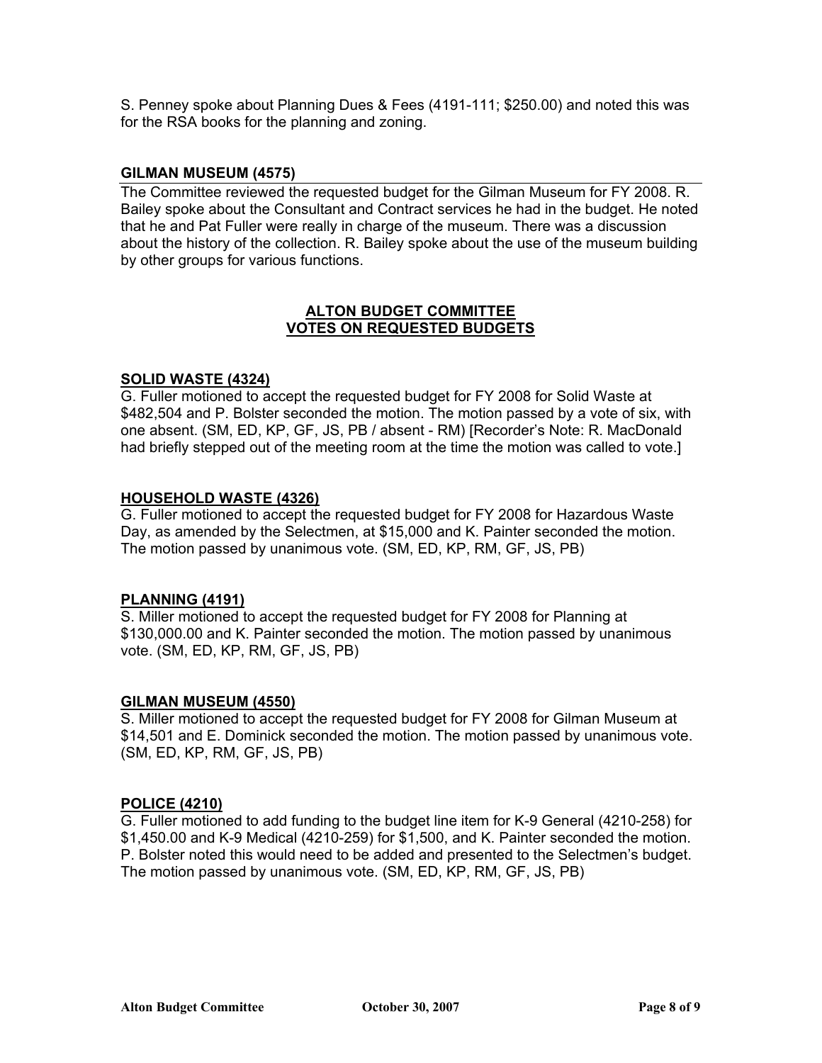S. Penney spoke about Planning Dues & Fees (4191-111; $250.00) and noted this was for the RSA books for the planning and zoning.

**GILMAN MUSEUM (4575)**

The Committee reviewed the requested budget for the Gilman Museum for FY 2008. R. Bailey spoke about the Consultant and Contract services he had in the budget. He noted that he and Pat Fuller were really in charge of the museum. There was a discussion about the history of the collection. R. Bailey spoke about the use of the museum building by other groups for various functions.

## ALTON BUDGET COMMITTEE
## VOTES ON REQUESTED BUDGETS

**SOLID WASTE (4324)**

G. Fuller motioned to accept the requested budget for FY 2008 for Solid Waste at $482,504 and P. Bolster seconded the motion. The motion passed by a vote of six, with one absent. (SM, ED, KP, GF, JS, PB / absent - RM) [Recorder's Note: R. MacDonald had briefly stepped out of the meeting room at the time the motion was called to vote.]

**HOUSEHOLD WASTE (4326)**

G. Fuller motioned to accept the requested budget for FY 2008 for Hazardous Waste Day, as amended by the Selectmen, at $15,000 and K. Painter seconded the motion. The motion passed by unanimous vote. (SM, ED, KP, RM, GF, JS, PB)

**PLANNING (4191)**

S. Miller motioned to accept the requested budget for FY 2008 for Planning at $130,000.00 and K. Painter seconded the motion. The motion passed by unanimous vote. (SM, ED, KP, RM, GF, JS, PB)

**GILMAN MUSEUM (4550)**

S. Miller motioned to accept the requested budget for FY 2008 for Gilman Museum at $14,501 and E. Dominick seconded the motion. The motion passed by unanimous vote. (SM, ED, KP, RM, GF, JS, PB)

**POLICE (4210)**

G. Fuller motioned to add funding to the budget line item for K-9 General (4210-258) for $1,450.00 and K-9 Medical (4210-259) for $1,500, and K. Painter seconded the motion. P. Bolster noted this would need to be added and presented to the Selectmen's budget. The motion passed by unanimous vote. (SM, ED, KP, RM, GF, JS, PB)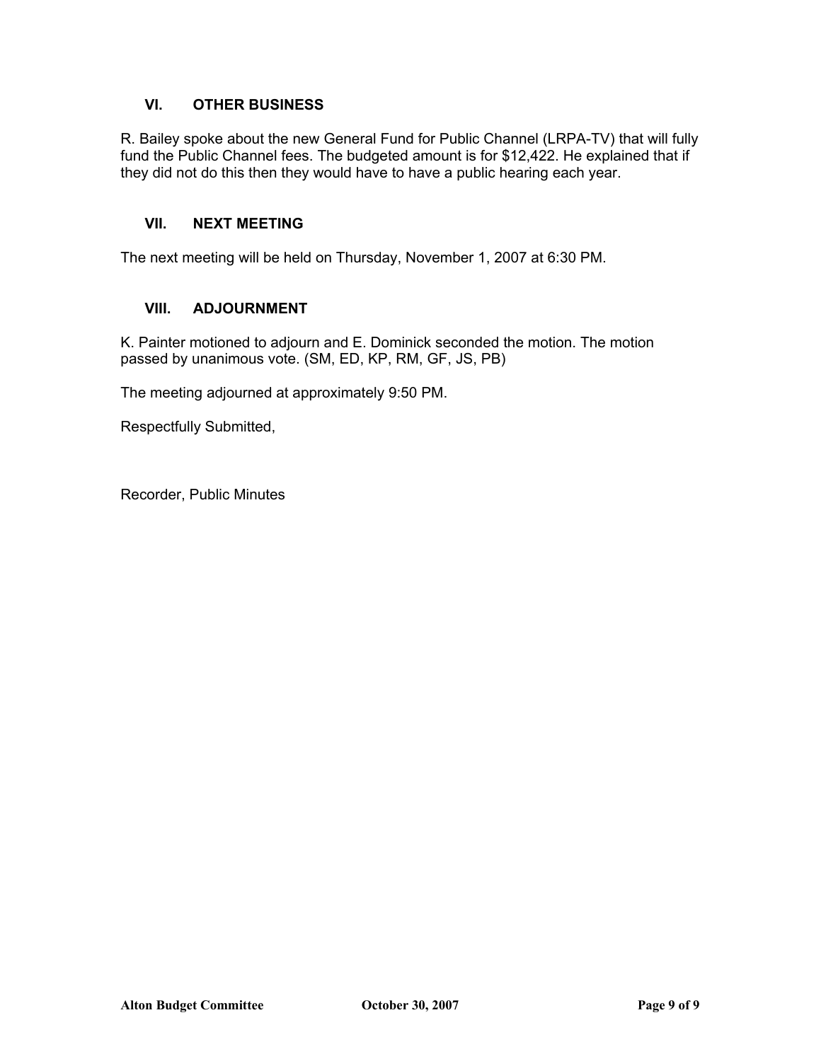## VI. OTHER BUSINESS

R. Bailey spoke about the new General Fund for Public Channel (LRPA-TV) that will fully fund the Public Channel fees. The budgeted amount is for $12,422. He explained that if they did not do this then they would have to have a public hearing each year.

## VII. NEXT MEETING

The next meeting will be held on Thursday, November 1, 2007 at 6:30 PM.

## VIII. ADJOURNMENT

K. Painter motioned to adjourn and E. Dominick seconded the motion. The motion passed by unanimous vote. (SM, ED, KP, RM, GF, JS, PB)

The meeting adjourned at approximately 9:50 PM.

Respectfully Submitted,

Recorder, Public Minutes